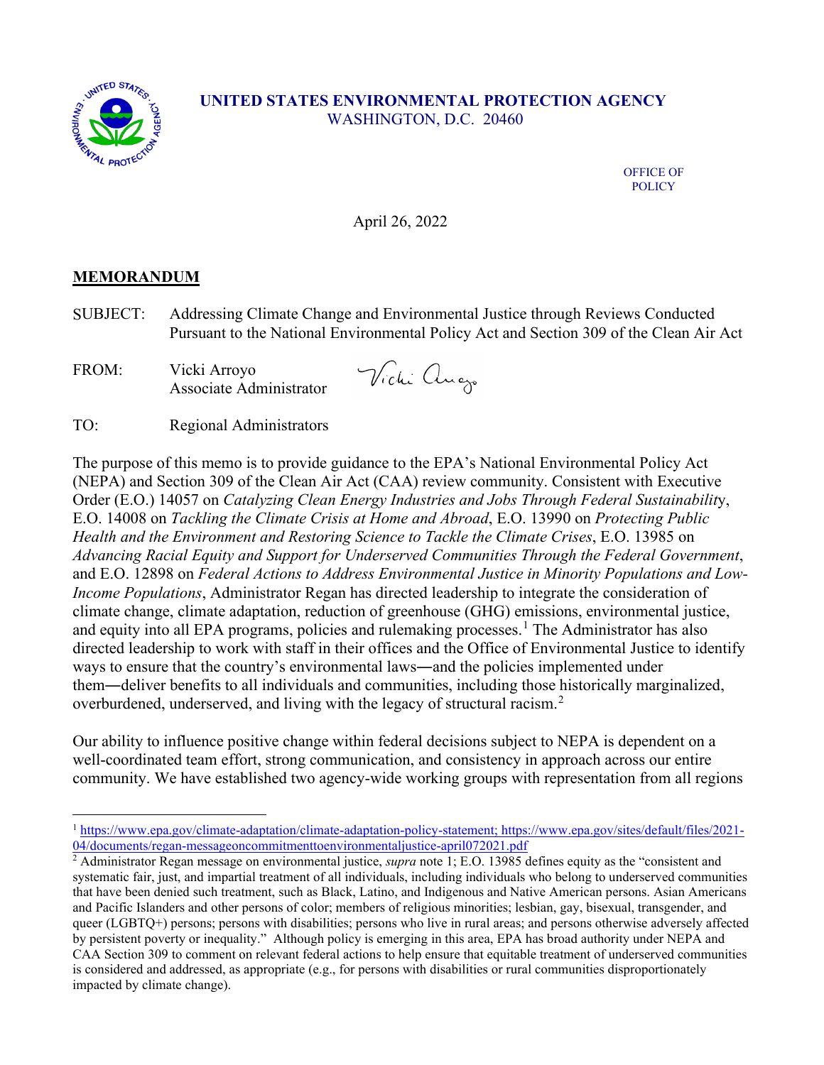**UNITED STATES ENVIRONMENTAL PROTECTION AGENCY**
WASHINGTON, D.C. 20460

OFFICE OF POLICY

April 26, 2022

**MEMORANDUM**

SUBJECT: Addressing Climate Change and Environmental Justice through Reviews Conducted Pursuant to the National Environmental Policy Act and Section 309 of the Clean Air Act

FROM: Vicki Arroyo
Associate Administrator

TO: Regional Administrators

The purpose of this memo is to provide guidance to the EPA's National Environmental Policy Act (NEPA) and Section 309 of the Clean Air Act (CAA) review community. Consistent with Executive Order (E.O.) 14057 on *Catalyzing Clean Energy Industries and Jobs Through Federal Sustainability*, E.O. 14008 on *Tackling the Climate Crisis at Home and Abroad*, E.O. 13990 on *Protecting Public Health and the Environment and Restoring Science to Tackle the Climate Crises*, E.O. 13985 on *Advancing Racial Equity and Support for Underserved Communities Through the Federal Government*, and E.O. 12898 on *Federal Actions to Address Environmental Justice in Minority Populations and Low-Income Populations*, Administrator Regan has directed leadership to integrate the consideration of climate change, climate adaptation, reduction of greenhouse (GHG) emissions, environmental justice, and equity into all EPA programs, policies and rulemaking processes.[1] The Administrator has also directed leadership to work with staff in their offices and the Office of Environmental Justice to identify ways to ensure that the country's environmental laws—and the policies implemented under them—deliver benefits to all individuals and communities, including those historically marginalized, overburdened, underserved, and living with the legacy of structural racism.[2]

Our ability to influence positive change within federal decisions subject to NEPA is dependent on a well-coordinated team effort, strong communication, and consistency in approach across our entire community. We have established two agency-wide working groups with representation from all regions

---

[1] https://www.epa.gov/climate-adaptation/climate-adaptation-policy-statement; https://www.epa.gov/sites/default/files/2021-04/documents/regan-messageoncommitmenttoenvironmentaljustice-april072021.pdf

[2] Administrator Regan message on environmental justice, *supra* note 1; E.O. 13985 defines equity as the "consistent and systematic fair, just, and impartial treatment of all individuals, including individuals who belong to underserved communities that have been denied such treatment, such as Black, Latino, and Indigenous and Native American persons. Asian Americans and Pacific Islanders and other persons of color; members of religious minorities; lesbian, gay, bisexual, transgender, and queer (LGBTQ+) persons; persons with disabilities; persons who live in rural areas; and persons otherwise adversely affected by persistent poverty or inequality." Although policy is emerging in this area, EPA has broad authority under NEPA and CAA Section 309 to comment on relevant federal actions to help ensure that equitable treatment of underserved communities is considered and addressed, as appropriate (e.g., for persons with disabilities or rural communities disproportionately impacted by climate change).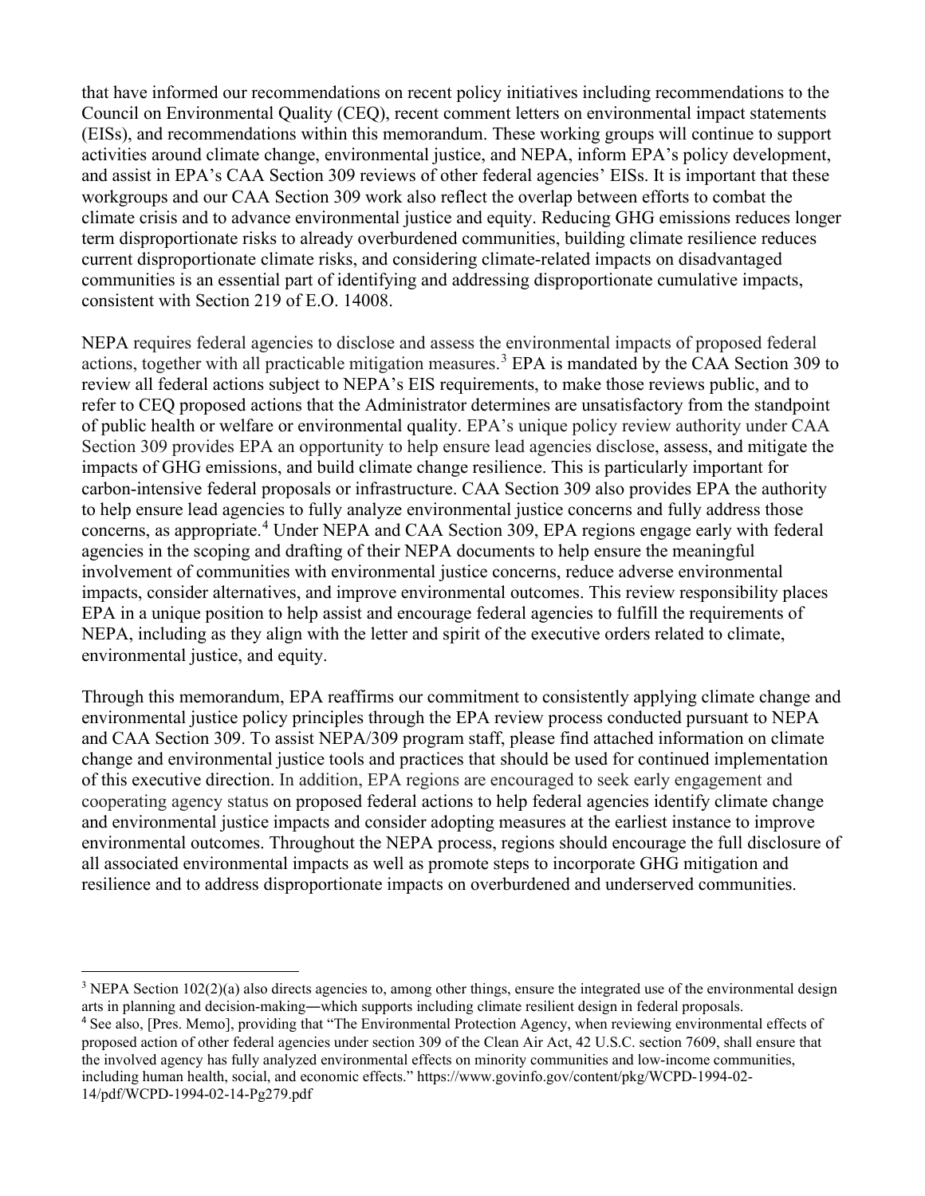that have informed our recommendations on recent policy initiatives including recommendations to the Council on Environmental Quality (CEQ), recent comment letters on environmental impact statements (EISs), and recommendations within this memorandum. These working groups will continue to support activities around climate change, environmental justice, and NEPA, inform EPA's policy development, and assist in EPA's CAA Section 309 reviews of other federal agencies' EISs. It is important that these workgroups and our CAA Section 309 work also reflect the overlap between efforts to combat the climate crisis and to advance environmental justice and equity. Reducing GHG emissions reduces longer term disproportionate risks to already overburdened communities, building climate resilience reduces current disproportionate climate risks, and considering climate-related impacts on disadvantaged communities is an essential part of identifying and addressing disproportionate cumulative impacts, consistent with Section 219 of E.O. 14008.

NEPA requires federal agencies to disclose and assess the environmental impacts of proposed federal actions, together with all practicable mitigation measures.[3] EPA is mandated by the CAA Section 309 to review all federal actions subject to NEPA's EIS requirements, to make those reviews public, and to refer to CEQ proposed actions that the Administrator determines are unsatisfactory from the standpoint of public health or welfare or environmental quality. EPA's unique policy review authority under CAA Section 309 provides EPA an opportunity to help ensure lead agencies disclose, assess, and mitigate the impacts of GHG emissions, and build climate change resilience. This is particularly important for carbon-intensive federal proposals or infrastructure. CAA Section 309 also provides EPA the authority to help ensure lead agencies to fully analyze environmental justice concerns and fully address those concerns, as appropriate.[4] Under NEPA and CAA Section 309, EPA regions engage early with federal agencies in the scoping and drafting of their NEPA documents to help ensure the meaningful involvement of communities with environmental justice concerns, reduce adverse environmental impacts, consider alternatives, and improve environmental outcomes. This review responsibility places EPA in a unique position to help assist and encourage federal agencies to fulfill the requirements of NEPA, including as they align with the letter and spirit of the executive orders related to climate, environmental justice, and equity.

Through this memorandum, EPA reaffirms our commitment to consistently applying climate change and environmental justice policy principles through the EPA review process conducted pursuant to NEPA and CAA Section 309. To assist NEPA/309 program staff, please find attached information on climate change and environmental justice tools and practices that should be used for continued implementation of this executive direction. In addition, EPA regions are encouraged to seek early engagement and cooperating agency status on proposed federal actions to help federal agencies identify climate change and environmental justice impacts and consider adopting measures at the earliest instance to improve environmental outcomes. Throughout the NEPA process, regions should encourage the full disclosure of all associated environmental impacts as well as promote steps to incorporate GHG mitigation and resilience and to address disproportionate impacts on overburdened and underserved communities.

---

[3] NEPA Section 102(2)(a) also directs agencies to, among other things, ensure the integrated use of the environmental design arts in planning and decision-making—which supports including climate resilient design in federal proposals.

[4] See also, [Pres. Memo], providing that "The Environmental Protection Agency, when reviewing environmental effects of proposed action of other federal agencies under section 309 of the Clean Air Act, 42 U.S.C. section 7609, shall ensure that the involved agency has fully analyzed environmental effects on minority communities and low-income communities, including human health, social, and economic effects." https://www.govinfo.gov/content/pkg/WCPD-1994-02-14/pdf/WCPD-1994-02-14-Pg279.pdf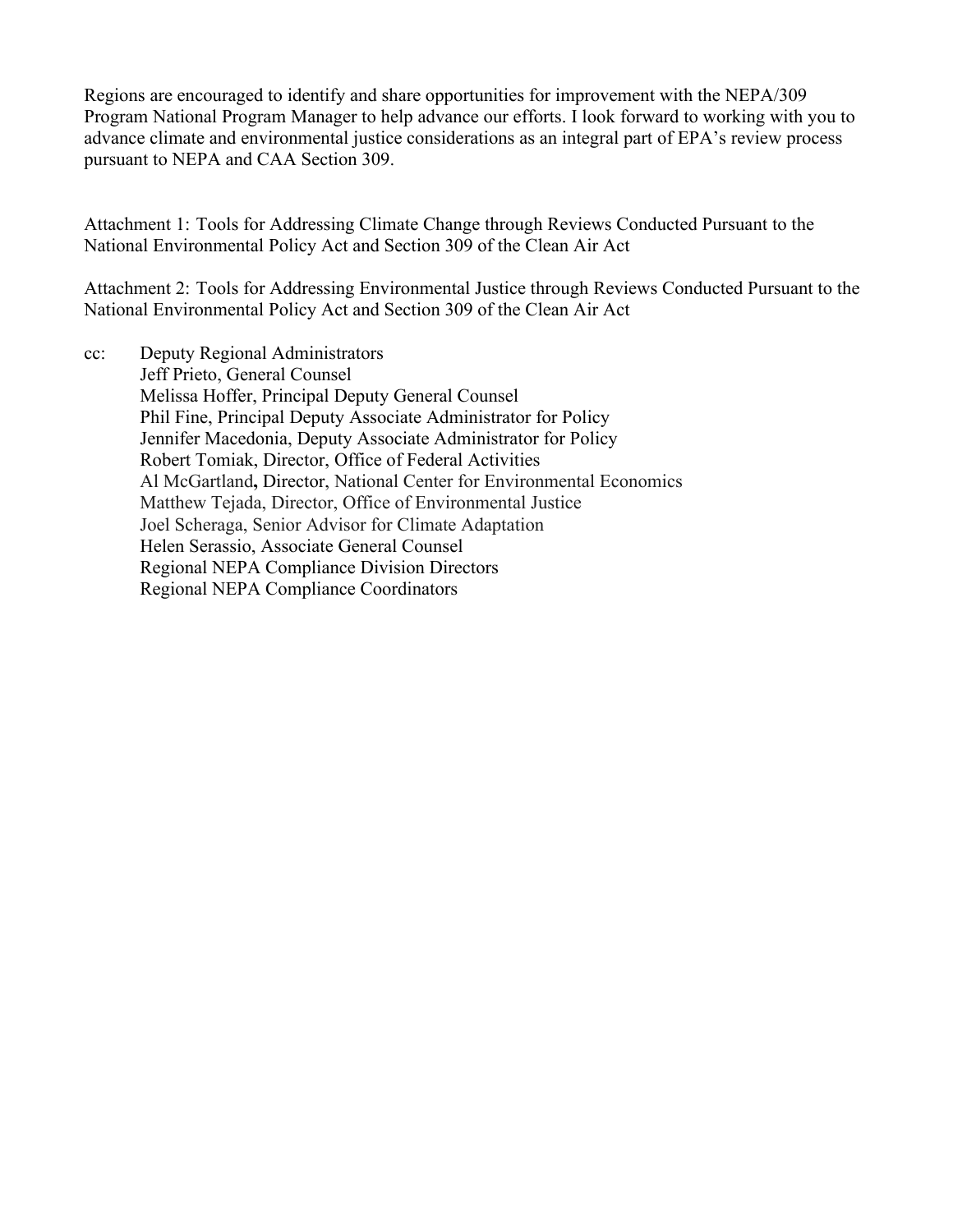Regions are encouraged to identify and share opportunities for improvement with the NEPA/309 Program National Program Manager to help advance our efforts. I look forward to working with you to advance climate and environmental justice considerations as an integral part of EPA's review process pursuant to NEPA and CAA Section 309.

Attachment 1: Tools for Addressing Climate Change through Reviews Conducted Pursuant to the National Environmental Policy Act and Section 309 of the Clean Air Act

Attachment 2: Tools for Addressing Environmental Justice through Reviews Conducted Pursuant to the National Environmental Policy Act and Section 309 of the Clean Air Act

cc: Deputy Regional Administrators
Jeff Prieto, General Counsel
Melissa Hoffer, Principal Deputy General Counsel
Phil Fine, Principal Deputy Associate Administrator for Policy
Jennifer Macedonia, Deputy Associate Administrator for Policy
Robert Tomiak, Director, Office of Federal Activities
Al McGartland**,** Director, National Center for Environmental Economics
Matthew Tejada, Director, Office of Environmental Justice
Joel Scheraga, Senior Advisor for Climate Adaptation
Helen Serassio, Associate General Counsel
Regional NEPA Compliance Division Directors
Regional NEPA Compliance Coordinators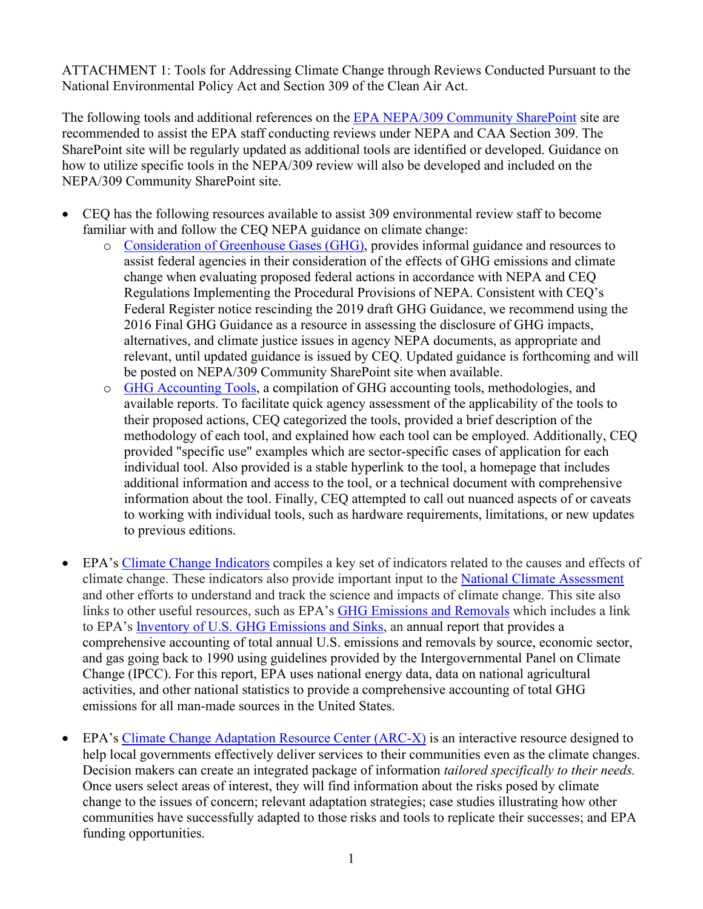ATTACHMENT 1: Tools for Addressing Climate Change through Reviews Conducted Pursuant to the National Environmental Policy Act and Section 309 of the Clean Air Act.

The following tools and additional references on the [EPA NEPA/309 Community SharePoint]() site are recommended to assist the EPA staff conducting reviews under NEPA and CAA Section 309. The SharePoint site will be regularly updated as additional tools are identified or developed. Guidance on how to utilize specific tools in the NEPA/309 review will also be developed and included on the NEPA/309 Community SharePoint site.

- CEQ has the following resources available to assist 309 environmental review staff to become familiar with and follow the CEQ NEPA guidance on climate change:
  - [Consideration of Greenhouse Gases (GHG)](), provides informal guidance and resources to assist federal agencies in their consideration of the effects of GHG emissions and climate change when evaluating proposed federal actions in accordance with NEPA and CEQ Regulations Implementing the Procedural Provisions of NEPA. Consistent with CEQ's Federal Register notice rescinding the 2019 draft GHG Guidance, we recommend using the 2016 Final GHG Guidance as a resource in assessing the disclosure of GHG impacts, alternatives, and climate justice issues in agency NEPA documents, as appropriate and relevant, until updated guidance is issued by CEQ. Updated guidance is forthcoming and will be posted on NEPA/309 Community SharePoint site when available.
  - [GHG Accounting Tools](), a compilation of GHG accounting tools, methodologies, and available reports. To facilitate quick agency assessment of the applicability of the tools to their proposed actions, CEQ categorized the tools, provided a brief description of the methodology of each tool, and explained how each tool can be employed. Additionally, CEQ provided "specific use" examples which are sector-specific cases of application for each individual tool. Also provided is a stable hyperlink to the tool, a homepage that includes additional information and access to the tool, or a technical document with comprehensive information about the tool. Finally, CEQ attempted to call out nuanced aspects of or caveats to working with individual tools, such as hardware requirements, limitations, or new updates to previous editions.

- EPA's [Climate Change Indicators]() compiles a key set of indicators related to the causes and effects of climate change. These indicators also provide important input to the [National Climate Assessment]() and other efforts to understand and track the science and impacts of climate change. This site also links to other useful resources, such as EPA's [GHG Emissions and Removals]() which includes a link to EPA's [Inventory of U.S. GHG Emissions and Sinks](), an annual report that provides a comprehensive accounting of total annual U.S. emissions and removals by source, economic sector, and gas going back to 1990 using guidelines provided by the Intergovernmental Panel on Climate Change (IPCC). For this report, EPA uses national energy data, data on national agricultural activities, and other national statistics to provide a comprehensive accounting of total GHG emissions for all man-made sources in the United States.

- EPA's [Climate Change Adaptation Resource Center (ARC-X)]() is an interactive resource designed to help local governments effectively deliver services to their communities even as the climate changes. Decision makers can create an integrated package of information *tailored specifically to their needs.* Once users select areas of interest, they will find information about the risks posed by climate change to the issues of concern; relevant adaptation strategies; case studies illustrating how other communities have successfully adapted to those risks and tools to replicate their successes; and EPA funding opportunities.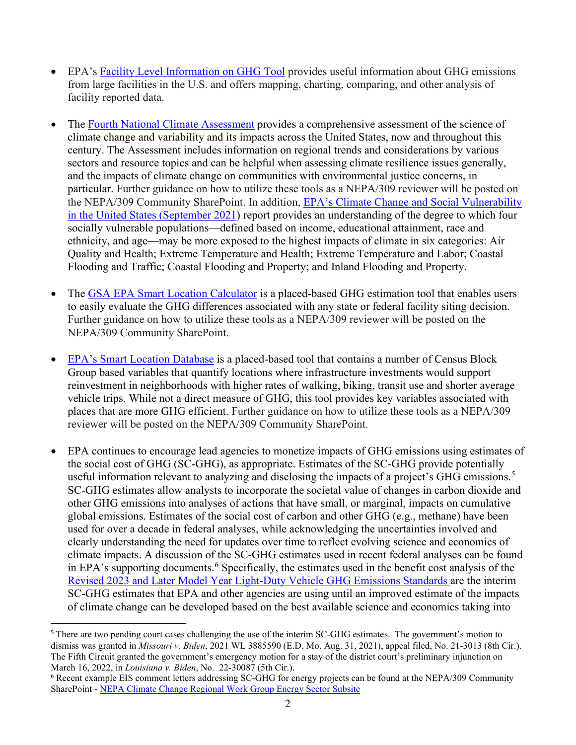- EPA's Facility Level Information on GHG Tool provides useful information about GHG emissions from large facilities in the U.S. and offers mapping, charting, comparing, and other analysis of facility reported data.

- The Fourth National Climate Assessment provides a comprehensive assessment of the science of climate change and variability and its impacts across the United States, now and throughout this century. The Assessment includes information on regional trends and considerations by various sectors and resource topics and can be helpful when assessing climate resilience issues generally, and the impacts of climate change on communities with environmental justice concerns, in particular. Further guidance on how to utilize these tools as a NEPA/309 reviewer will be posted on the NEPA/309 Community SharePoint. In addition, EPA's Climate Change and Social Vulnerability in the United States (September 2021) report provides an understanding of the degree to which four socially vulnerable populations—defined based on income, educational attainment, race and ethnicity, and age—may be more exposed to the highest impacts of climate in six categories: Air Quality and Health; Extreme Temperature and Health; Extreme Temperature and Labor; Coastal Flooding and Traffic; Coastal Flooding and Property; and Inland Flooding and Property.

- The GSA EPA Smart Location Calculator is a placed-based GHG estimation tool that enables users to easily evaluate the GHG differences associated with any state or federal facility siting decision. Further guidance on how to utilize these tools as a NEPA/309 reviewer will be posted on the NEPA/309 Community SharePoint.

- EPA's Smart Location Database is a placed-based tool that contains a number of Census Block Group based variables that quantify locations where infrastructure investments would support reinvestment in neighborhoods with higher rates of walking, biking, transit use and shorter average vehicle trips. While not a direct measure of GHG, this tool provides key variables associated with places that are more GHG efficient. Further guidance on how to utilize these tools as a NEPA/309 reviewer will be posted on the NEPA/309 Community SharePoint.

- EPA continues to encourage lead agencies to monetize impacts of GHG emissions using estimates of the social cost of GHG (SC-GHG), as appropriate. Estimates of the SC-GHG provide potentially useful information relevant to analyzing and disclosing the impacts of a project's GHG emissions.[5] SC-GHG estimates allow analysts to incorporate the societal value of changes in carbon dioxide and other GHG emissions into analyses of actions that have small, or marginal, impacts on cumulative global emissions. Estimates of the social cost of carbon and other GHG (e.g., methane) have been used for over a decade in federal analyses, while acknowledging the uncertainties involved and clearly understanding the need for updates over time to reflect evolving science and economics of climate impacts. A discussion of the SC-GHG estimates used in recent federal analyses can be found in EPA's supporting documents.[6] Specifically, the estimates used in the benefit cost analysis of the Revised 2023 and Later Model Year Light-Duty Vehicle GHG Emissions Standards are the interim SC-GHG estimates that EPA and other agencies are using until an improved estimate of the impacts of climate change can be developed based on the best available science and economics taking into

---

[5] There are two pending court cases challenging the use of the interim SC-GHG estimates. The government's motion to dismiss was granted in *Missouri v. Biden*, 2021 WL 3885590 (E.D. Mo. Aug. 31, 2021), appeal filed, No. 21-3013 (8th Cir.). The Fifth Circuit granted the government's emergency motion for a stay of the district court's preliminary injunction on March 16, 2022, in *Louisiana v. Biden*, No. 22-30087 (5th Cir.).

[6] Recent example EIS comment letters addressing SC-GHG for energy projects can be found at the NEPA/309 Community SharePoint - NEPA Climate Change Regional Work Group Energy Sector Subsite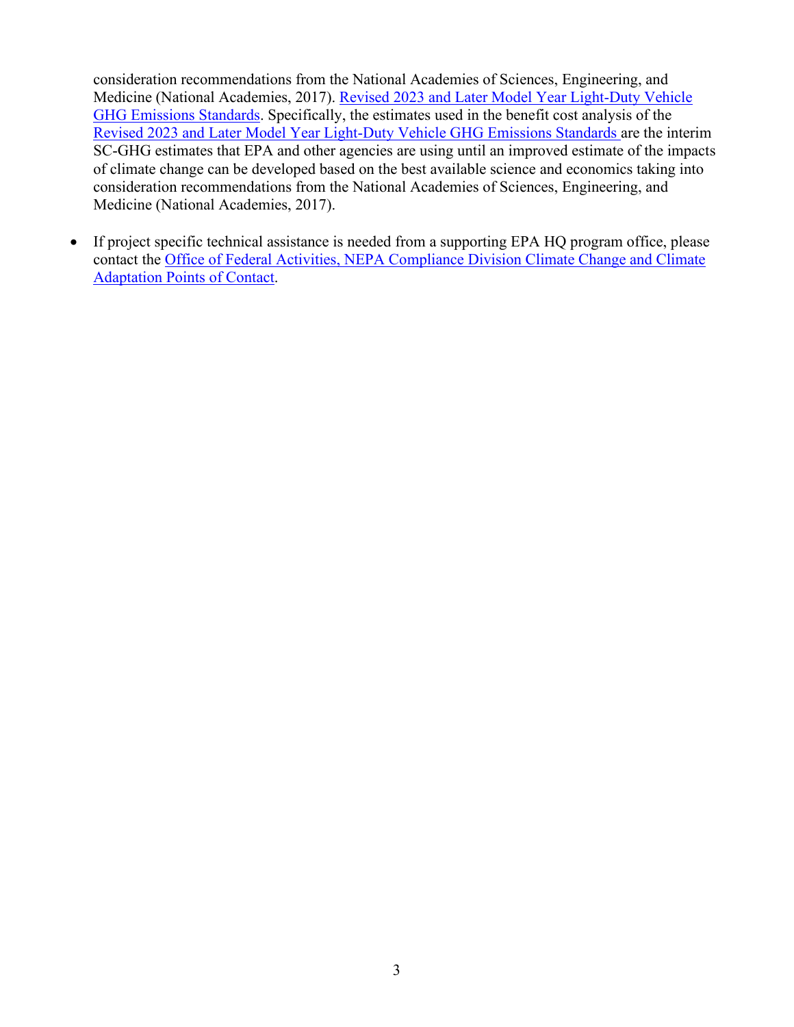consideration recommendations from the National Academies of Sciences, Engineering, and Medicine (National Academies, 2017). Revised 2023 and Later Model Year Light-Duty Vehicle GHG Emissions Standards. Specifically, the estimates used in the benefit cost analysis of the Revised 2023 and Later Model Year Light-Duty Vehicle GHG Emissions Standards are the interim SC-GHG estimates that EPA and other agencies are using until an improved estimate of the impacts of climate change can be developed based on the best available science and economics taking into consideration recommendations from the National Academies of Sciences, Engineering, and Medicine (National Academies, 2017).

- If project specific technical assistance is needed from a supporting EPA HQ program office, please contact the Office of Federal Activities, NEPA Compliance Division Climate Change and Climate Adaptation Points of Contact.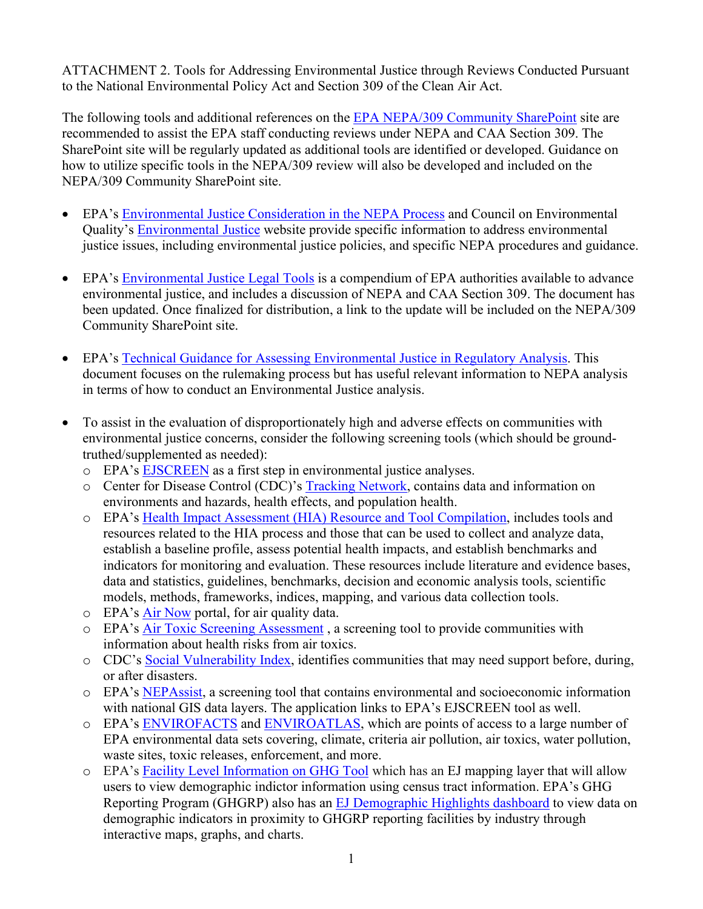ATTACHMENT 2. Tools for Addressing Environmental Justice through Reviews Conducted Pursuant to the National Environmental Policy Act and Section 309 of the Clean Air Act.

The following tools and additional references on the EPA NEPA/309 Community SharePoint site are recommended to assist the EPA staff conducting reviews under NEPA and CAA Section 309. The SharePoint site will be regularly updated as additional tools are identified or developed. Guidance on how to utilize specific tools in the NEPA/309 review will also be developed and included on the NEPA/309 Community SharePoint site.

- EPA's Environmental Justice Consideration in the NEPA Process and Council on Environmental Quality's Environmental Justice website provide specific information to address environmental justice issues, including environmental justice policies, and specific NEPA procedures and guidance.

- EPA's Environmental Justice Legal Tools is a compendium of EPA authorities available to advance environmental justice, and includes a discussion of NEPA and CAA Section 309. The document has been updated. Once finalized for distribution, a link to the update will be included on the NEPA/309 Community SharePoint site.

- EPA's Technical Guidance for Assessing Environmental Justice in Regulatory Analysis. This document focuses on the rulemaking process but has useful relevant information to NEPA analysis in terms of how to conduct an Environmental Justice analysis.

- To assist in the evaluation of disproportionately high and adverse effects on communities with environmental justice concerns, consider the following screening tools (which should be ground-truthed/supplemented as needed):
  - EPA's EJSCREEN as a first step in environmental justice analyses.
  - Center for Disease Control (CDC)'s Tracking Network, contains data and information on environments and hazards, health effects, and population health.
  - EPA's Health Impact Assessment (HIA) Resource and Tool Compilation, includes tools and resources related to the HIA process and those that can be used to collect and analyze data, establish a baseline profile, assess potential health impacts, and establish benchmarks and indicators for monitoring and evaluation. These resources include literature and evidence bases, data and statistics, guidelines, benchmarks, decision and economic analysis tools, scientific models, methods, frameworks, indices, mapping, and various data collection tools.
  - EPA's Air Now portal, for air quality data.
  - EPA's Air Toxic Screening Assessment , a screening tool to provide communities with information about health risks from air toxics.
  - CDC's Social Vulnerability Index, identifies communities that may need support before, during, or after disasters.
  - EPA's NEPAssist, a screening tool that contains environmental and socioeconomic information with national GIS data layers. The application links to EPA's EJSCREEN tool as well.
  - EPA's ENVIROFACTS and ENVIROATLAS, which are points of access to a large number of EPA environmental data sets covering, climate, criteria air pollution, air toxics, water pollution, waste sites, toxic releases, enforcement, and more.
  - EPA's Facility Level Information on GHG Tool which has an EJ mapping layer that will allow users to view demographic indictor information using census tract information. EPA's GHG Reporting Program (GHGRP) also has an EJ Demographic Highlights dashboard to view data on demographic indicators in proximity to GHGRP reporting facilities by industry through interactive maps, graphs, and charts.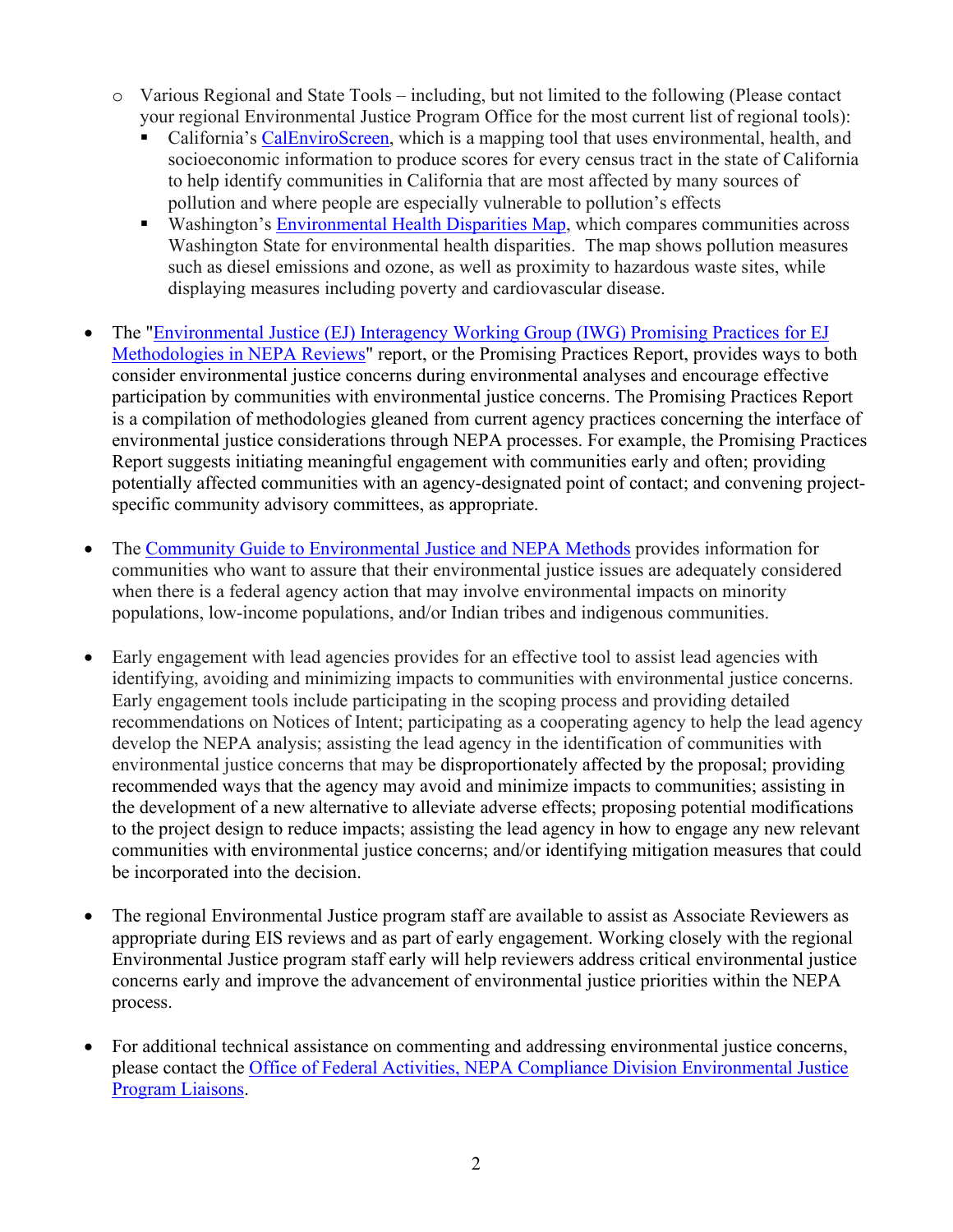- Various Regional and State Tools – including, but not limited to the following (Please contact your regional Environmental Justice Program Office for the most current list of regional tools):
  - California's CalEnviroScreen, which is a mapping tool that uses environmental, health, and socioeconomic information to produce scores for every census tract in the state of California to help identify communities in California that are most affected by many sources of pollution and where people are especially vulnerable to pollution's effects
  - Washington's Environmental Health Disparities Map, which compares communities across Washington State for environmental health disparities. The map shows pollution measures such as diesel emissions and ozone, as well as proximity to hazardous waste sites, while displaying measures including poverty and cardiovascular disease.

- The "Environmental Justice (EJ) Interagency Working Group (IWG) Promising Practices for EJ Methodologies in NEPA Reviews" report, or the Promising Practices Report, provides ways to both consider environmental justice concerns during environmental analyses and encourage effective participation by communities with environmental justice concerns. The Promising Practices Report is a compilation of methodologies gleaned from current agency practices concerning the interface of environmental justice considerations through NEPA processes. For example, the Promising Practices Report suggests initiating meaningful engagement with communities early and often; providing potentially affected communities with an agency-designated point of contact; and convening project-specific community advisory committees, as appropriate.

- The Community Guide to Environmental Justice and NEPA Methods provides information for communities who want to assure that their environmental justice issues are adequately considered when there is a federal agency action that may involve environmental impacts on minority populations, low-income populations, and/or Indian tribes and indigenous communities.

- Early engagement with lead agencies provides for an effective tool to assist lead agencies with identifying, avoiding and minimizing impacts to communities with environmental justice concerns. Early engagement tools include participating in the scoping process and providing detailed recommendations on Notices of Intent; participating as a cooperating agency to help the lead agency develop the NEPA analysis; assisting the lead agency in the identification of communities with environmental justice concerns that may be disproportionately affected by the proposal; providing recommended ways that the agency may avoid and minimize impacts to communities; assisting in the development of a new alternative to alleviate adverse effects; proposing potential modifications to the project design to reduce impacts; assisting the lead agency in how to engage any new relevant communities with environmental justice concerns; and/or identifying mitigation measures that could be incorporated into the decision.

- The regional Environmental Justice program staff are available to assist as Associate Reviewers as appropriate during EIS reviews and as part of early engagement. Working closely with the regional Environmental Justice program staff early will help reviewers address critical environmental justice concerns early and improve the advancement of environmental justice priorities within the NEPA process.

- For additional technical assistance on commenting and addressing environmental justice concerns, please contact the Office of Federal Activities, NEPA Compliance Division Environmental Justice Program Liaisons.